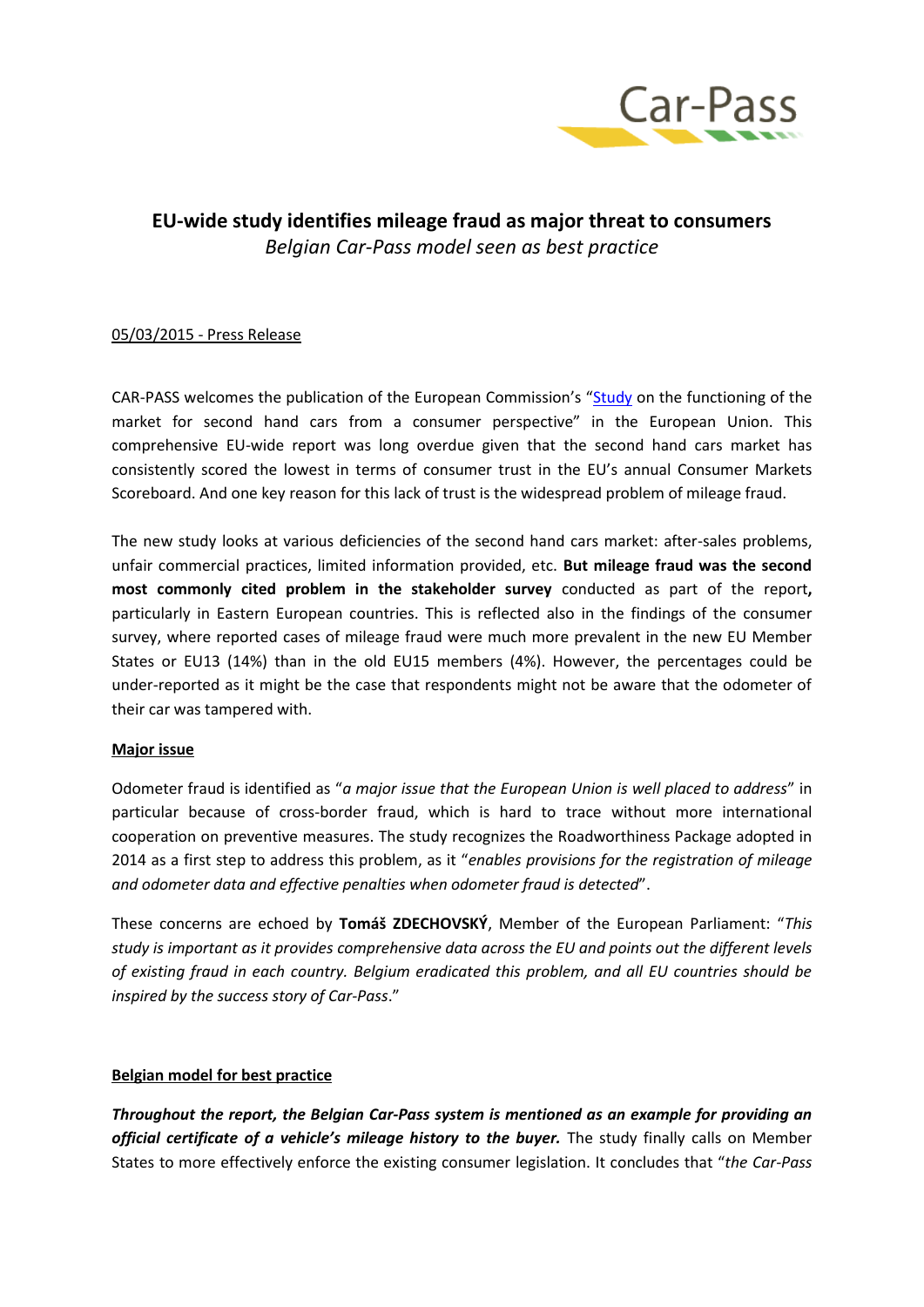# EU-wide study identifies mileage fraud as major threat to consumers

*Belgian Car-Pass model seen as best practice*

05/03/2015 - Press Release

CAR-PASS welcomes the publication of the European Commission's "[Study](#) on the functioning of the market for second hand cars from a consumer perspective" in the European Union. This comprehensive EU-wide report was long overdue given that the second hand cars market has consistently scored the lowest in terms of consumer trust in the EU's annual Consumer Markets Scoreboard. And one key reason for this lack of trust is the widespread problem of mileage fraud.

The new study looks at various deficiencies of the second hand cars market: after-sales problems, unfair commercial practices, limited information provided, etc. **But mileage fraud was the second most commonly cited problem in the stakeholder survey** conducted as part of the report**,** particularly in Eastern European countries. This is reflected also in the findings of the consumer survey, where reported cases of mileage fraud were much more prevalent in the new EU Member States or EU13 (14%) than in the old EU15 members (4%). However, the percentages could be under-reported as it might be the case that respondents might not be aware that the odometer of their car was tampered with.

## Major issue

Odometer fraud is identified as "*a major issue that the European Union is well placed to address*" in particular because of cross-border fraud, which is hard to trace without more international cooperation on preventive measures. The study recognizes the Roadworthiness Package adopted in 2014 as a first step to address this problem, as it "*enables provisions for the registration of mileage and odometer data and effective penalties when odometer fraud is detected*".

These concerns are echoed by **Tomáš ZDECHOVSKÝ**, Member of the European Parliament: "*This study is important as it provides comprehensive data across the EU and points out the different levels of existing fraud in each country. Belgium eradicated this problem, and all EU countries should be inspired by the success story of Car-Pass*."

## Belgian model for best practice

***Throughout the report, the Belgian Car-Pass system is mentioned as an example for providing an official certificate of a vehicle's mileage history to the buyer.*** The study finally calls on Member States to more effectively enforce the existing consumer legislation. It concludes that "*the Car-Pass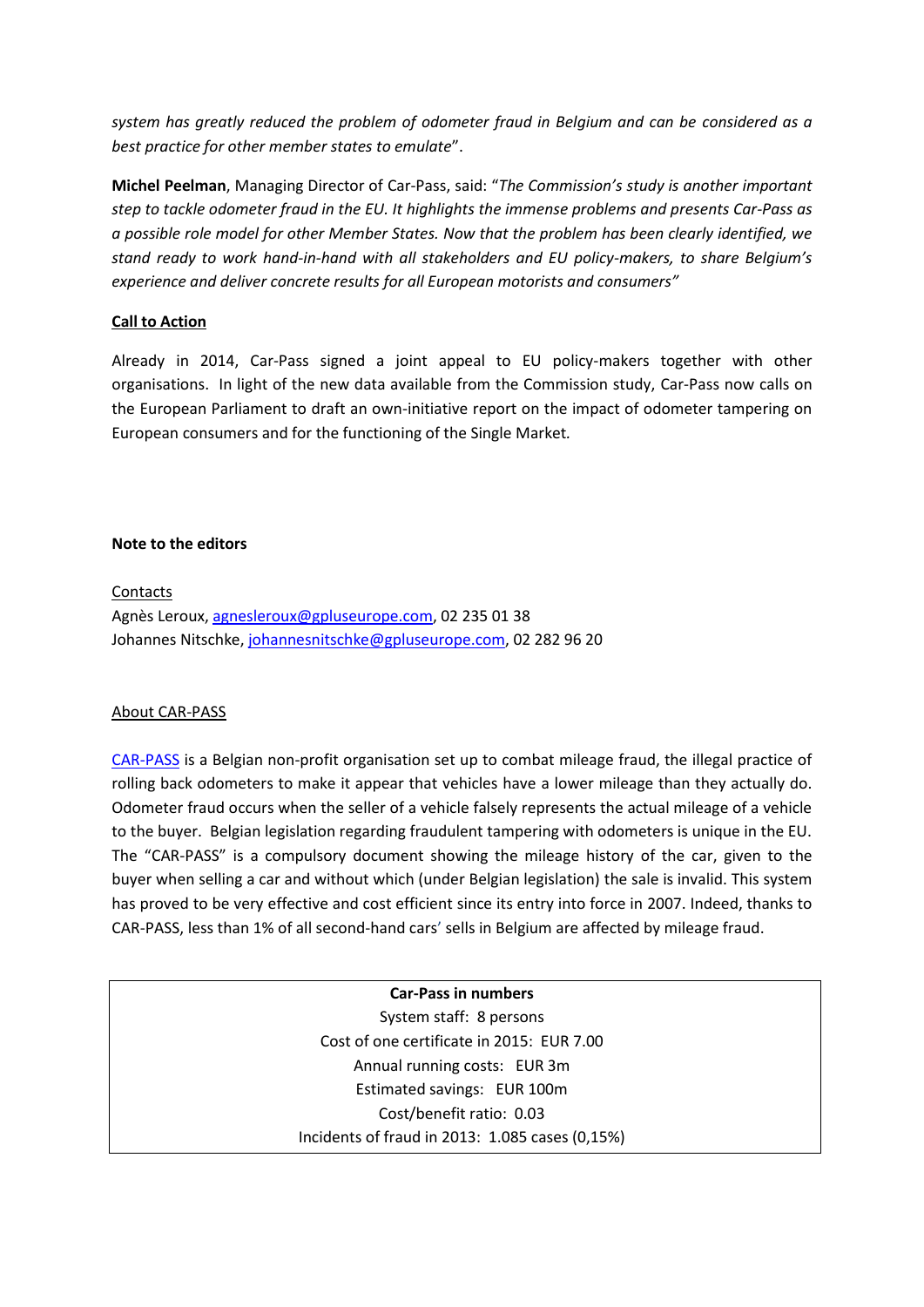*system has greatly reduced the problem of odometer fraud in Belgium and can be considered as a best practice for other member states to emulate*".

**Michel Peelman**, Managing Director of Car-Pass, said: "*The Commission's study is another important step to tackle odometer fraud in the EU. It highlights the immense problems and presents Car-Pass as a possible role model for other Member States. Now that the problem has been clearly identified, we stand ready to work hand-in-hand with all stakeholders and EU policy-makers, to share Belgium's experience and deliver concrete results for all European motorists and consumers"*

**Call to Action**

Already in 2014, Car-Pass signed a joint appeal to EU policy-makers together with other organisations. In light of the new data available from the Commission study, Car-Pass now calls on the European Parliament to draft an own-initiative report on the impact of odometer tampering on European consumers and for the functioning of the Single Market.

**Note to the editors**

Contacts

Agnès Leroux, agnesleroux@gpluseurope.com, 02 235 01 38
Johannes Nitschke, johannesnitschke@gpluseurope.com, 02 282 96 20

About CAR-PASS

CAR-PASS is a Belgian non-profit organisation set up to combat mileage fraud, the illegal practice of rolling back odometers to make it appear that vehicles have a lower mileage than they actually do. Odometer fraud occurs when the seller of a vehicle falsely represents the actual mileage of a vehicle to the buyer. Belgian legislation regarding fraudulent tampering with odometers is unique in the EU. The "CAR-PASS" is a compulsory document showing the mileage history of the car, given to the buyer when selling a car and without which (under Belgian legislation) the sale is invalid. This system has proved to be very effective and cost efficient since its entry into force in 2007. Indeed, thanks to CAR-PASS, less than 1% of all second-hand cars' sells in Belgium are affected by mileage fraud.

| **Car-Pass in numbers** |
|---|
| System staff: 8 persons |
| Cost of one certificate in 2015: EUR 7.00 |
| Annual running costs: EUR 3m |
| Estimated savings: EUR 100m |
| Cost/benefit ratio: 0.03 |
| Incidents of fraud in 2013: 1.085 cases (0,15%) |